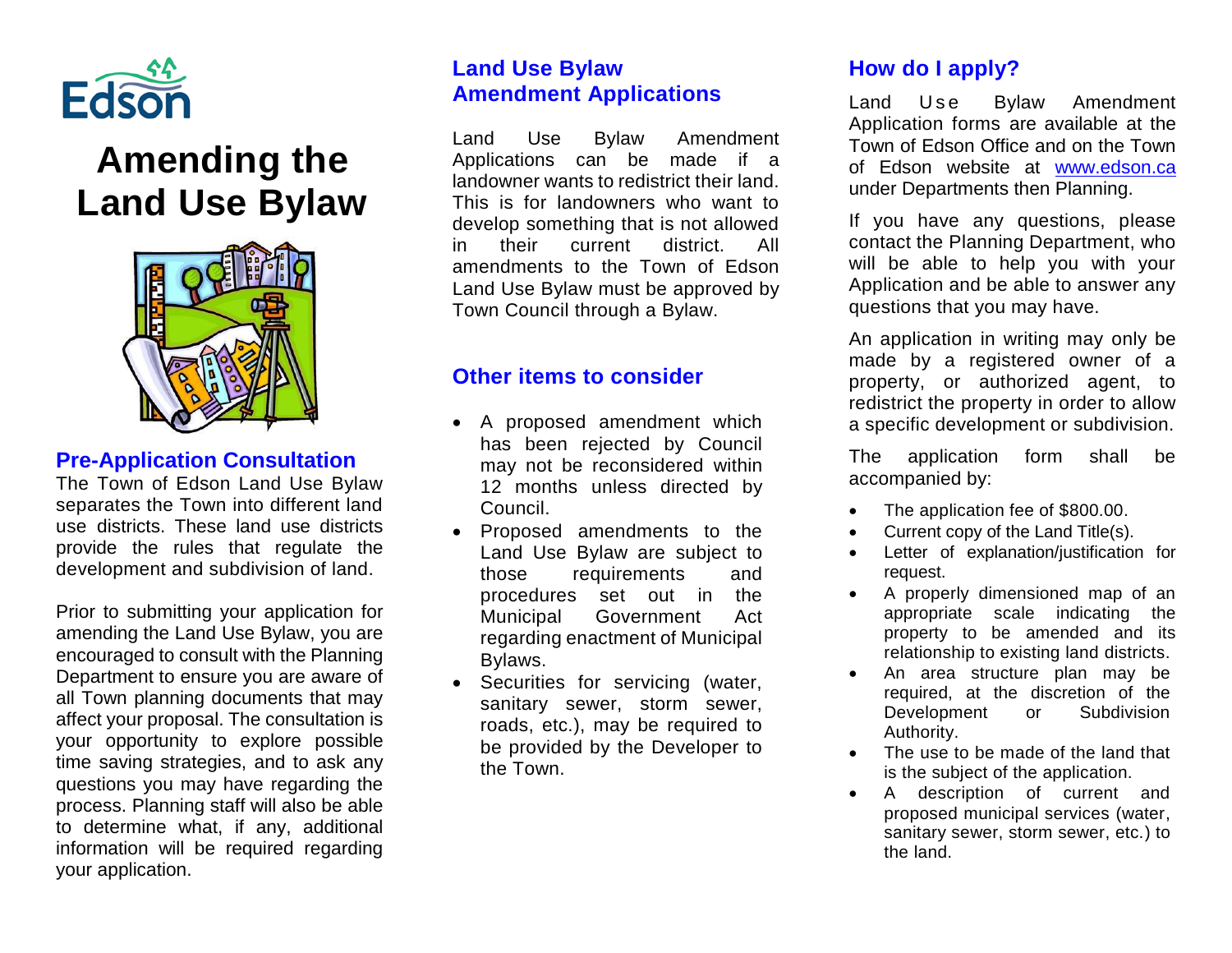Edson

# Amending the Land Use Bylaw

## Pre-Application Consultation

The Town of Edson Land Use Bylaw separates the Town into different land use districts. These land use districts provide the rules that regulate the development and subdivision of land.

Prior to submitting your application for amending the Land Use Bylaw, you are encouraged to consult with the Planning Department to ensure you are aware of all Town planning documents that may affect your proposal. The consultation is your opportunity to explore possible time saving strategies, and to ask any questions you may have regarding the process. Planning staff will also be able to determine what, if any, additional information will be required regarding your application.

## Land Use Bylaw Amendment Applications

Land Use Bylaw Amendment Applications can be made if a landowner wants to redistrict their land. This is for landowners who want to develop something that is not allowed in their current district. All amendments to the Town of Edson Land Use Bylaw must be approved by Town Council through a Bylaw.

## Other items to consider

- A proposed amendment which has been rejected by Council may not be reconsidered within 12 months unless directed by Council.
- Proposed amendments to the Land Use Bylaw are subject to those requirements and procedures set out in the Municipal Government Act regarding enactment of Municipal Bylaws.
- Securities for servicing (water, sanitary sewer, storm sewer, roads, etc.), may be required to be provided by the Developer to the Town.

## How do I apply?

Land Use Bylaw Amendment Application forms are available at the Town of Edson Office and on the Town of Edson website at www.edson.ca under Departments then Planning.

If you have any questions, please contact the Planning Department, who will be able to help you with your Application and be able to answer any questions that you may have.

An application in writing may only be made by a registered owner of a property, or authorized agent, to redistrict the property in order to allow a specific development or subdivision.

The application form shall be accompanied by:

- The application fee of $800.00.
- Current copy of the Land Title(s).
- Letter of explanation/justification for request.
- A properly dimensioned map of an appropriate scale indicating the property to be amended and its relationship to existing land districts.
- An area structure plan may be required, at the discretion of the Development or Subdivision Authority.
- The use to be made of the land that is the subject of the application.
- A description of current and proposed municipal services (water, sanitary sewer, storm sewer, etc.) to the land.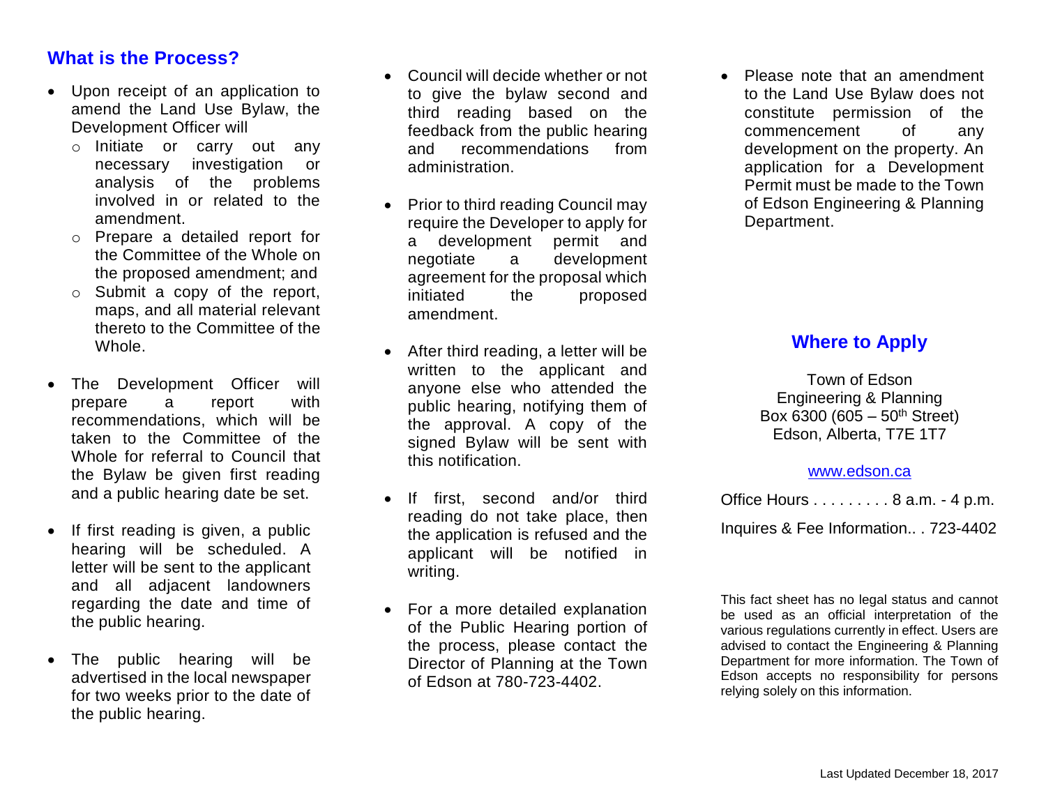## What is the Process?

- Upon receipt of an application to amend the Land Use Bylaw, the Development Officer will
  - Initiate or carry out any necessary investigation or analysis of the problems involved in or related to the amendment.
  - Prepare a detailed report for the Committee of the Whole on the proposed amendment; and
  - Submit a copy of the report, maps, and all material relevant thereto to the Committee of the Whole.
- The Development Officer will prepare a report with recommendations, which will be taken to the Committee of the Whole for referral to Council that the Bylaw be given first reading and a public hearing date be set.
- If first reading is given, a public hearing will be scheduled. A letter will be sent to the applicant and all adjacent landowners regarding the date and time of the public hearing.
- The public hearing will be advertised in the local newspaper for two weeks prior to the date of the public hearing.
- Council will decide whether or not to give the bylaw second and third reading based on the feedback from the public hearing and recommendations from administration.
- Prior to third reading Council may require the Developer to apply for a development permit and negotiate a development agreement for the proposal which initiated the proposed amendment.
- After third reading, a letter will be written to the applicant and anyone else who attended the public hearing, notifying them of the approval. A copy of the signed Bylaw will be sent with this notification.
- If first, second and/or third reading do not take place, then the application is refused and the applicant will be notified in writing.
- For a more detailed explanation of the Public Hearing portion of the process, please contact the Director of Planning at the Town of Edson at 780-723-4402.
- Please note that an amendment to the Land Use Bylaw does not constitute permission of the commencement of any development on the property. An application for a Development Permit must be made to the Town of Edson Engineering & Planning Department.

## Where to Apply

Town of Edson
Engineering & Planning
Box 6300 (605 – 50th Street)
Edson, Alberta, T7E 1T7

www.edson.ca

Office Hours . . . . . . . . . 8 a.m. - 4 p.m.

Inquires & Fee Information.. . 723-4402

This fact sheet has no legal status and cannot be used as an official interpretation of the various regulations currently in effect. Users are advised to contact the Engineering & Planning Department for more information. The Town of Edson accepts no responsibility for persons relying solely on this information.

Last Updated December 18, 2017